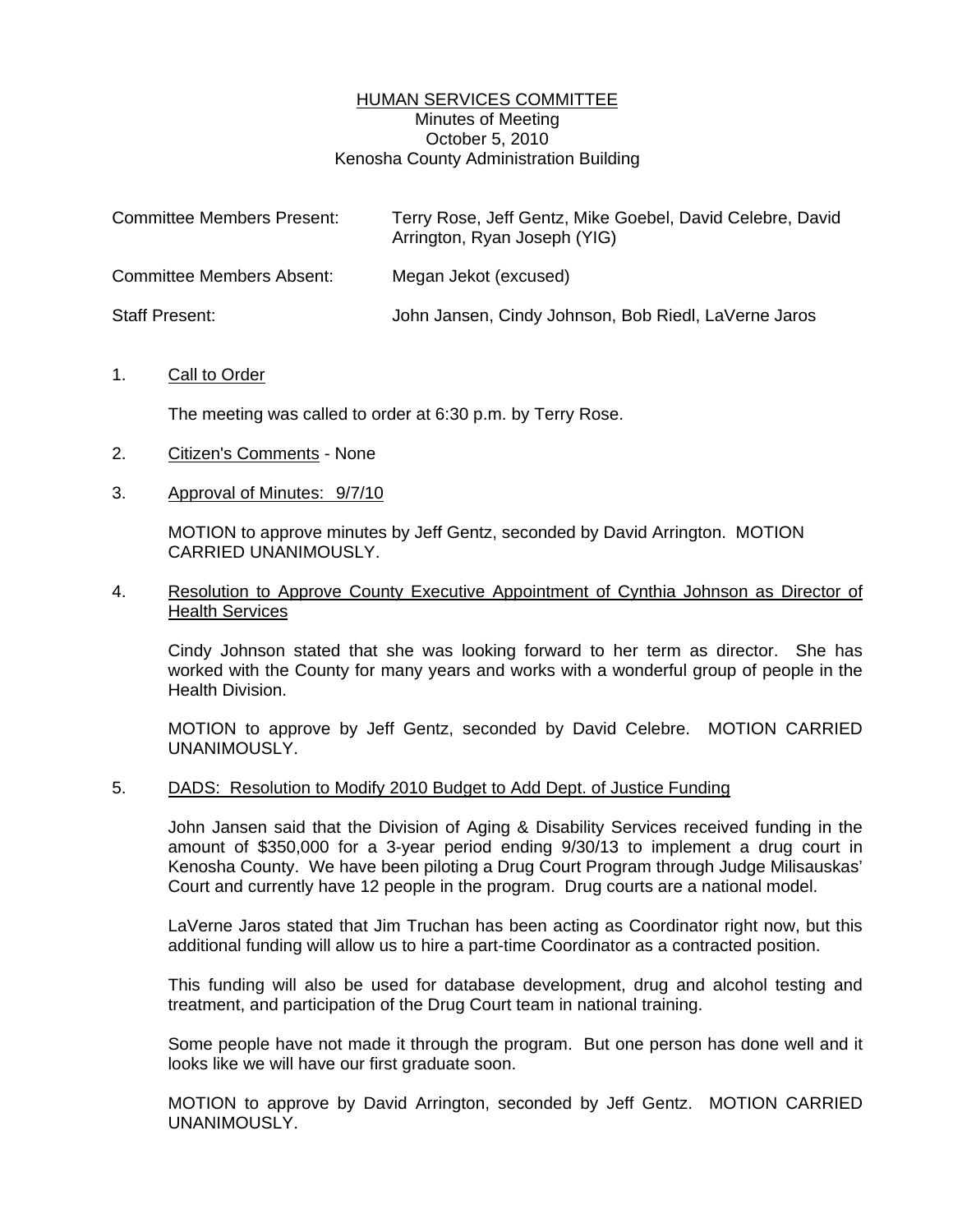# HUMAN SERVICES COMMITTEE

Minutes of Meeting
October 5, 2010
Kenosha County Administration Building

| | |
|---|---|
| Committee Members Present: | Terry Rose, Jeff Gentz, Mike Goebel, David Celebre, David Arrington, Ryan Joseph (YIG) |
| Committee Members Absent: | Megan Jekot (excused) |
| Staff Present: | John Jansen, Cindy Johnson, Bob Riedl, LaVerne Jaros |

1. Call to Order

   The meeting was called to order at 6:30 p.m. by Terry Rose.

2. Citizen's Comments - None

3. Approval of Minutes: 9/7/10

   MOTION to approve minutes by Jeff Gentz, seconded by David Arrington. MOTION CARRIED UNANIMOUSLY.

4. Resolution to Approve County Executive Appointment of Cynthia Johnson as Director of Health Services

   Cindy Johnson stated that she was looking forward to her term as director. She has worked with the County for many years and works with a wonderful group of people in the Health Division.

   MOTION to approve by Jeff Gentz, seconded by David Celebre. MOTION CARRIED UNANIMOUSLY.

5. DADS: Resolution to Modify 2010 Budget to Add Dept. of Justice Funding

   John Jansen said that the Division of Aging & Disability Services received funding in the amount of $350,000 for a 3-year period ending 9/30/13 to implement a drug court in Kenosha County. We have been piloting a Drug Court Program through Judge Milisauskas' Court and currently have 12 people in the program. Drug courts are a national model.

   LaVerne Jaros stated that Jim Truchan has been acting as Coordinator right now, but this additional funding will allow us to hire a part-time Coordinator as a contracted position.

   This funding will also be used for database development, drug and alcohol testing and treatment, and participation of the Drug Court team in national training.

   Some people have not made it through the program. But one person has done well and it looks like we will have our first graduate soon.

   MOTION to approve by David Arrington, seconded by Jeff Gentz. MOTION CARRIED UNANIMOUSLY.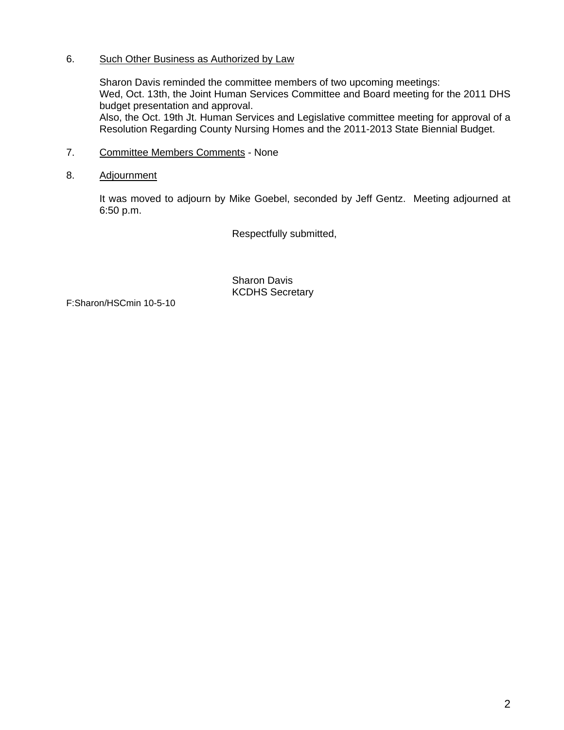6. <u>Such Other Business as Authorized by Law</u>

   Sharon Davis reminded the committee members of two upcoming meetings:
   Wed, Oct. 13th, the Joint Human Services Committee and Board meeting for the 2011 DHS budget presentation and approval.
   Also, the Oct. 19th Jt. Human Services and Legislative committee meeting for approval of a Resolution Regarding County Nursing Homes and the 2011-2013 State Biennial Budget.

7. <u>Committee Members Comments</u> - None

8. <u>Adjournment</u>

   It was moved to adjourn by Mike Goebel, seconded by Jeff Gentz. Meeting adjourned at 6:50 p.m.

Respectfully submitted,

Sharon Davis
KCDHS Secretary

F:Sharon/HSCmin 10-5-10